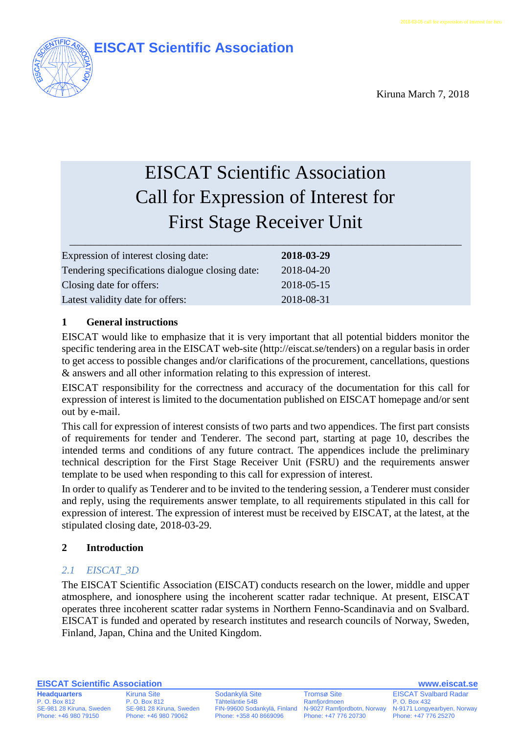# EISCAT Scientific Association

Kiruna March 7, 2018

# EISCAT Scientific Association Call for Expression of Interest for First Stage Receiver Unit

| | |
|---|---|
| Expression of interest closing date: | **2018-03-29** |
| Tendering specifications dialogue closing date: | 2018-04-20 |
| Closing date for offers: | 2018-05-15 |
| Latest validity date for offers: | 2018-08-31 |

## 1 General instructions

EISCAT would like to emphasize that it is very important that all potential bidders monitor the specific tendering area in the EISCAT web-site (http://eiscat.se/tenders) on a regular basis in order to get access to possible changes and/or clarifications of the procurement, cancellations, questions & answers and all other information relating to this expression of interest.

EISCAT responsibility for the correctness and accuracy of the documentation for this call for expression of interest is limited to the documentation published on EISCAT homepage and/or sent out by e-mail.

This call for expression of interest consists of two parts and two appendices. The first part consists of requirements for tender and Tenderer. The second part, starting at page 10, describes the intended terms and conditions of any future contract. The appendices include the preliminary technical description for the First Stage Receiver Unit (FSRU) and the requirements answer template to be used when responding to this call for expression of interest.

In order to qualify as Tenderer and to be invited to the tendering session, a Tenderer must consider and reply, using the requirements answer template, to all requirements stipulated in this call for expression of interest. The expression of interest must be received by EISCAT, at the latest, at the stipulated closing date, 2018-03-29.

## 2 Introduction

### *2.1 EISCAT_3D*

The EISCAT Scientific Association (EISCAT) conducts research on the lower, middle and upper atmosphere, and ionosphere using the incoherent scatter radar technique. At present, EISCAT operates three incoherent scatter radar systems in Northern Fenno-Scandinavia and on Svalbard. EISCAT is funded and operated by research institutes and research councils of Norway, Sweden, Finland, Japan, China and the United Kingdom.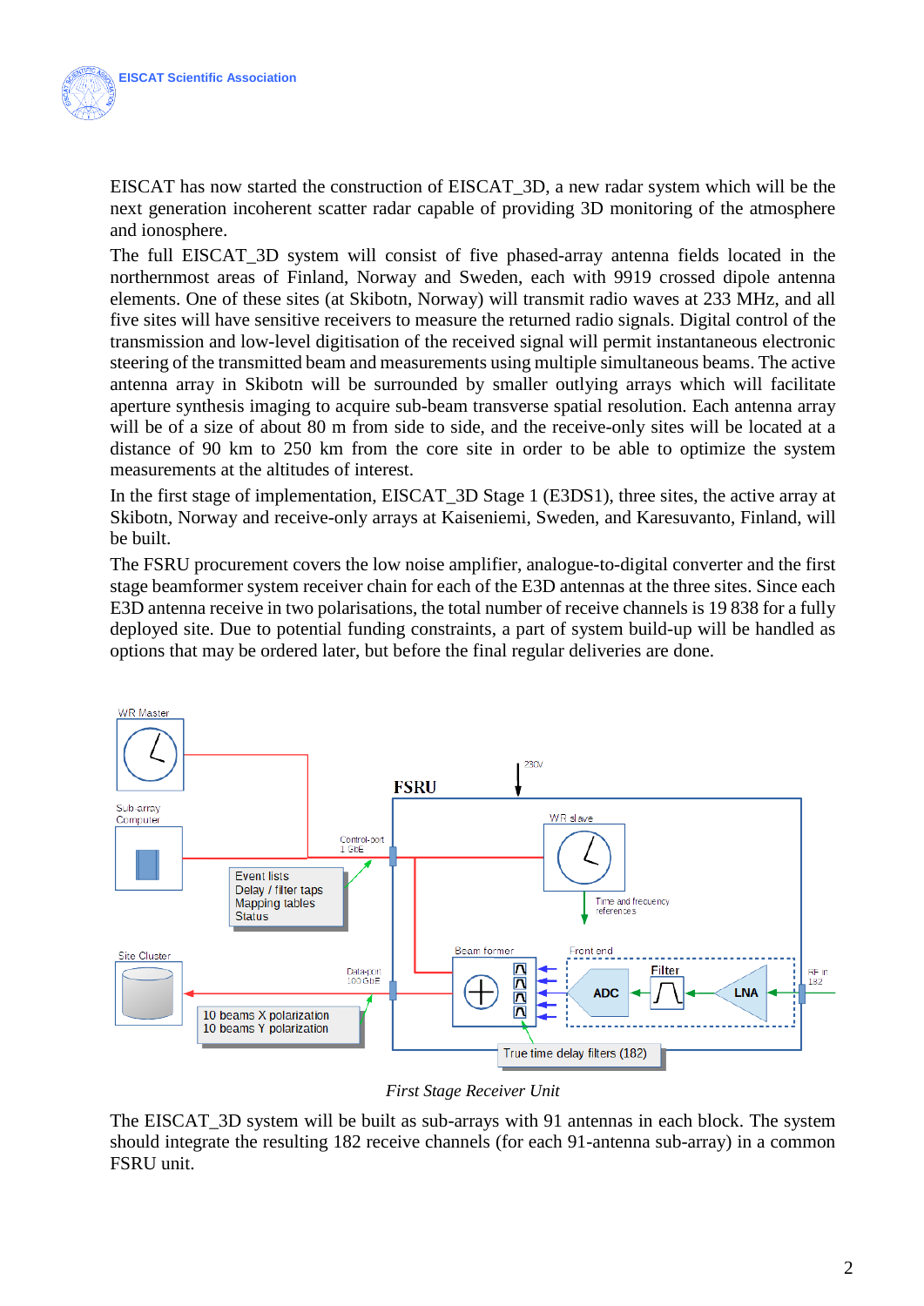EISCAT has now started the construction of EISCAT_3D, a new radar system which will be the next generation incoherent scatter radar capable of providing 3D monitoring of the atmosphere and ionosphere.

The full EISCAT_3D system will consist of five phased-array antenna fields located in the northernmost areas of Finland, Norway and Sweden, each with 9919 crossed dipole antenna elements. One of these sites (at Skibotn, Norway) will transmit radio waves at 233 MHz, and all five sites will have sensitive receivers to measure the returned radio signals. Digital control of the transmission and low-level digitisation of the received signal will permit instantaneous electronic steering of the transmitted beam and measurements using multiple simultaneous beams. The active antenna array in Skibotn will be surrounded by smaller outlying arrays which will facilitate aperture synthesis imaging to acquire sub-beam transverse spatial resolution. Each antenna array will be of a size of about 80 m from side to side, and the receive-only sites will be located at a distance of 90 km to 250 km from the core site in order to be able to optimize the system measurements at the altitudes of interest.

In the first stage of implementation, EISCAT_3D Stage 1 (E3DS1), three sites, the active array at Skibotn, Norway and receive-only arrays at Kaiseniemi, Sweden, and Karesuvanto, Finland, will be built.

The FSRU procurement covers the low noise amplifier, analogue-to-digital converter and the first stage beamformer system receiver chain for each of the E3D antennas at the three sites. Since each E3D antenna receive in two polarisations, the total number of receive channels is 19 838 for a fully deployed site. Due to potential funding constraints, a part of system build-up will be handled as options that may be ordered later, but before the final regular deliveries are done.

WR Master

Sub-array Computer

Site Cluster

Event lists
Delay / filter taps
Mapping tables
Status

Control-port 1 GbE

Data-port 100 GbE

10 beams X polarization
10 beams Y polarization

230V

FSRU

WR slave

Time and frequency references

Beam former

Front end

Filter

ADC

LNA

RF in 182

True time delay filters (182)

*First Stage Receiver Unit*

The EISCAT_3D system will be built as sub-arrays with 91 antennas in each block. The system should integrate the resulting 182 receive channels (for each 91-antenna sub-array) in a common FSRU unit.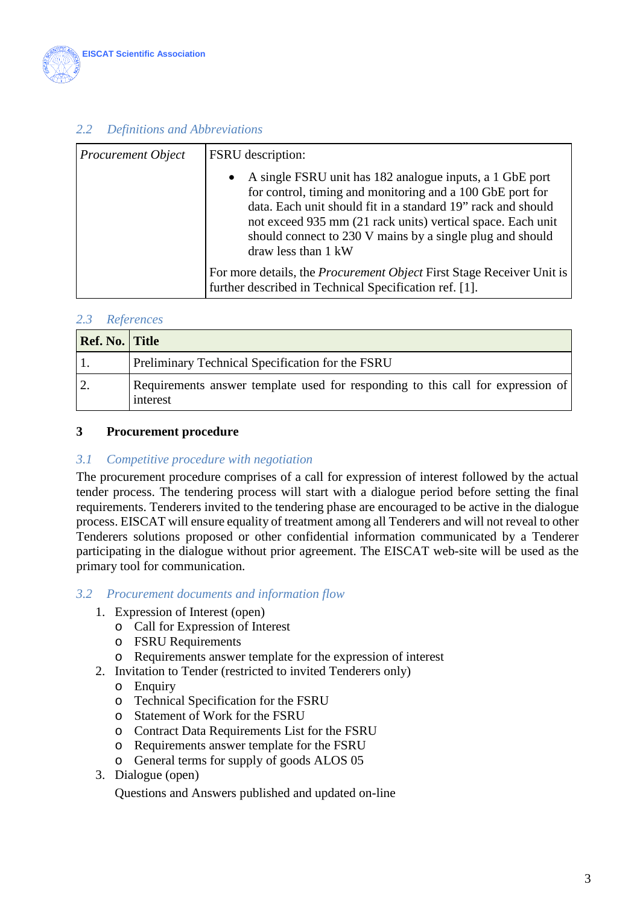### 2.2 *Definitions and Abbreviations*

| *Procurement Object* | FSRU description:<br><ul><li>A single FSRU unit has 182 analogue inputs, a 1 GbE port for control, timing and monitoring and a 100 GbE port for data. Each unit should fit in a standard 19” rack and should not exceed 935 mm (21 rack units) vertical space. Each unit should connect to 230 V mains by a single plug and should draw less than 1 kW</li></ul>For more details, the *Procurement Object* First Stage Receiver Unit is further described in Technical Specification ref. [1]. |
|---|---|

### 2.3 *References*

| **Ref. No.** | **Title** |
|---|---|
| 1. | Preliminary Technical Specification for the FSRU |
| 2. | Requirements answer template used for responding to this call for expression of interest |

## 3 Procurement procedure

### 3.1 *Competitive procedure with negotiation*

The procurement procedure comprises of a call for expression of interest followed by the actual tender process. The tendering process will start with a dialogue period before setting the final requirements. Tenderers invited to the tendering phase are encouraged to be active in the dialogue process. EISCAT will ensure equality of treatment among all Tenderers and will not reveal to other Tenderers solutions proposed or other confidential information communicated by a Tenderer participating in the dialogue without prior agreement. The EISCAT web-site will be used as the primary tool for communication.

### 3.2 *Procurement documents and information flow*

1. Expression of Interest (open)
   - Call for Expression of Interest
   - FSRU Requirements
   - Requirements answer template for the expression of interest
2. Invitation to Tender (restricted to invited Tenderers only)
   - Enquiry
   - Technical Specification for the FSRU
   - Statement of Work for the FSRU
   - Contract Data Requirements List for the FSRU
   - Requirements answer template for the FSRU
   - General terms for supply of goods ALOS 05
3. Dialogue (open)

   Questions and Answers published and updated on-line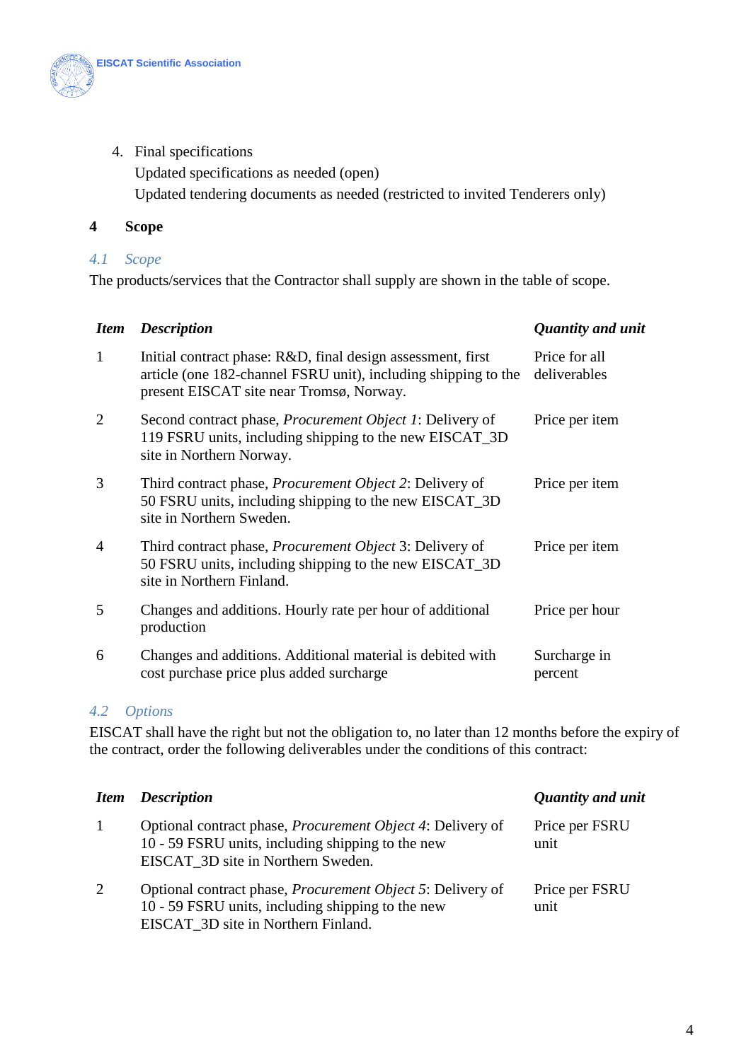4. Final specifications
   Updated specifications as needed (open)
   Updated tendering documents as needed (restricted to invited Tenderers only)

# 4 Scope

## 4.1 Scope

The products/services that the Contractor shall supply are shown in the table of scope.

| *Item* | *Description* | *Quantity and unit* |
|---|---|---|
| 1 | Initial contract phase: R&D, final design assessment, first article (one 182-channel FSRU unit), including shipping to the present EISCAT site near Tromsø, Norway. | Price for all deliverables |
| 2 | Second contract phase, *Procurement Object 1*: Delivery of 119 FSRU units, including shipping to the new EISCAT_3D site in Northern Norway. | Price per item |
| 3 | Third contract phase, *Procurement Object 2*: Delivery of 50 FSRU units, including shipping to the new EISCAT_3D site in Northern Sweden. | Price per item |
| 4 | Third contract phase, *Procurement Object* 3: Delivery of 50 FSRU units, including shipping to the new EISCAT_3D site in Northern Finland. | Price per item |
| 5 | Changes and additions. Hourly rate per hour of additional production | Price per hour |
| 6 | Changes and additions. Additional material is debited with cost purchase price plus added surcharge | Surcharge in percent |

## 4.2 Options

EISCAT shall have the right but not the obligation to, no later than 12 months before the expiry of the contract, order the following deliverables under the conditions of this contract:

| *Item* | *Description* | *Quantity and unit* |
|---|---|---|
| 1 | Optional contract phase, *Procurement Object 4*: Delivery of 10 - 59 FSRU units, including shipping to the new EISCAT_3D site in Northern Sweden. | Price per FSRU unit |
| 2 | Optional contract phase, *Procurement Object 5*: Delivery of 10 - 59 FSRU units, including shipping to the new EISCAT_3D site in Northern Finland. | Price per FSRU unit |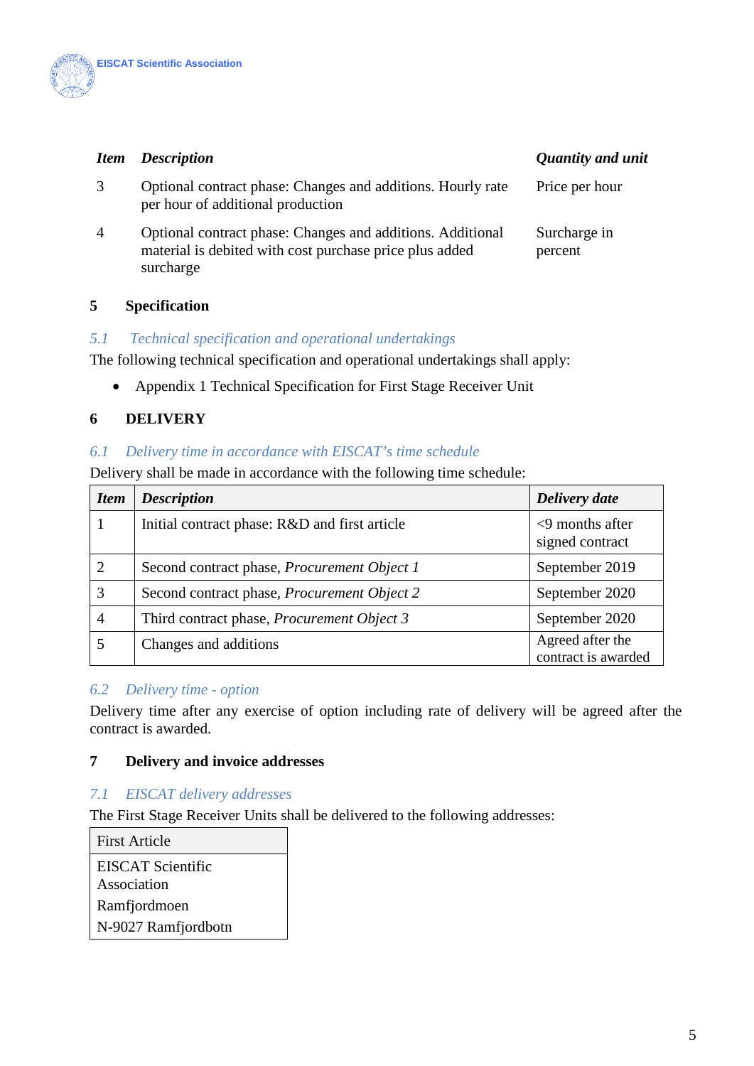| Item | Description | Quantity and unit |
|---|---|---|
| 3 | Optional contract phase: Changes and additions. Hourly rate per hour of additional production | Price per hour |
| 4 | Optional contract phase: Changes and additions. Additional material is debited with cost purchase price plus added surcharge | Surcharge in percent |

## 5 Specification

### *5.1 Technical specification and operational undertakings*

The following technical specification and operational undertakings shall apply:

- Appendix 1 Technical Specification for First Stage Receiver Unit

## 6 DELIVERY

### *6.1 Delivery time in accordance with EISCAT's time schedule*

Delivery shall be made in accordance with the following time schedule:

| Item | Description | Delivery date |
|---|---|---|
| 1 | Initial contract phase: R&D and first article | <9 months after signed contract |
| 2 | Second contract phase, *Procurement Object 1* | September 2019 |
| 3 | Second contract phase, *Procurement Object 2* | September 2020 |
| 4 | Third contract phase, *Procurement Object 3* | September 2020 |
| 5 | Changes and additions | Agreed after the contract is awarded |

### *6.2 Delivery time - option*

Delivery time after any exercise of option including rate of delivery will be agreed after the contract is awarded.

## 7 Delivery and invoice addresses

### *7.1 EISCAT delivery addresses*

The First Stage Receiver Units shall be delivered to the following addresses:

| First Article |
|---|
| EISCAT Scientific Association<br>Ramfjordmoen<br>N-9027 Ramfjordbotn |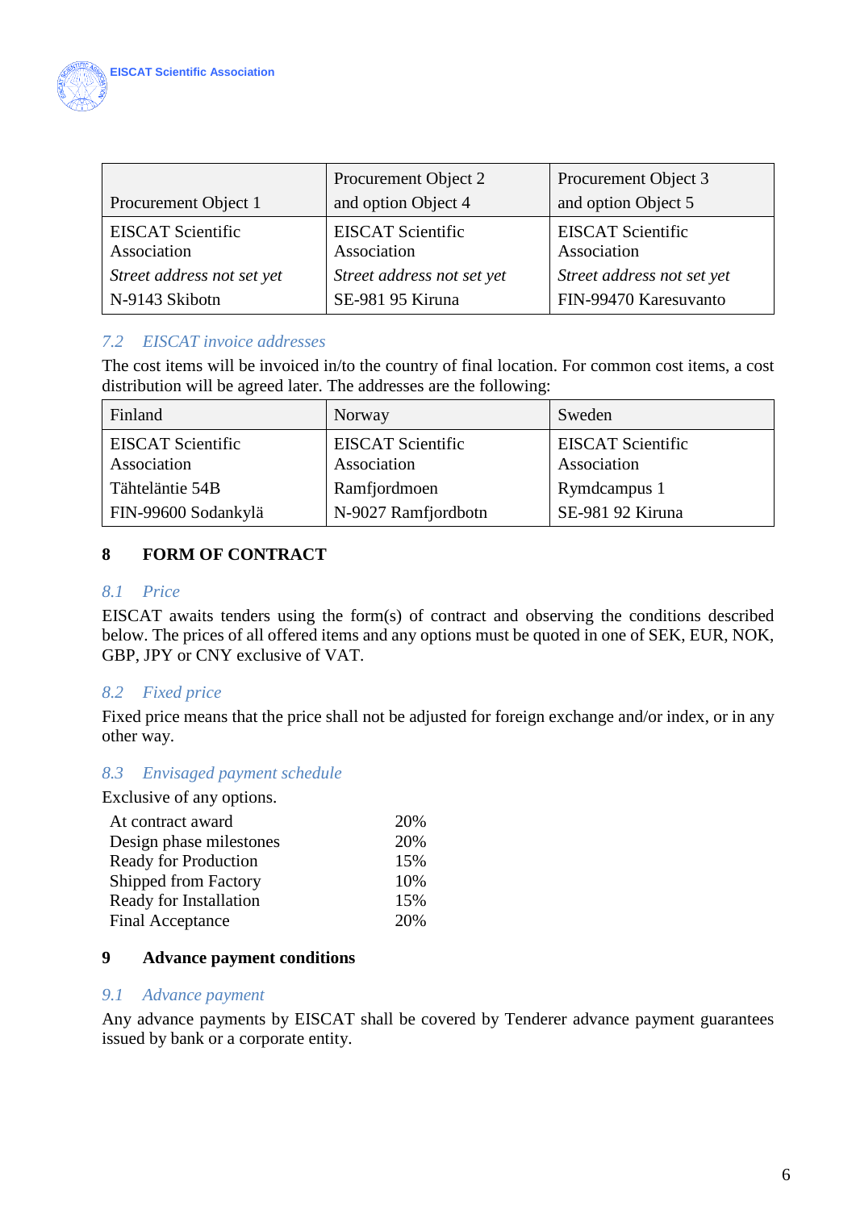| Procurement Object 1 | Procurement Object 2 and option Object 4 | Procurement Object 3 and option Object 5 |
|---|---|---|
| EISCAT Scientific Association<br>*Street address not set yet*<br>N-9143 Skibotn | EISCAT Scientific Association<br>*Street address not set yet*<br>SE-981 95 Kiruna | EISCAT Scientific Association<br>*Street address not set yet*<br>FIN-99470 Karesuvanto |

### *7.2 EISCAT invoice addresses*

The cost items will be invoiced in/to the country of final location. For common cost items, a cost distribution will be agreed later. The addresses are the following:

| Finland | Norway | Sweden |
|---|---|---|
| EISCAT Scientific Association<br>Tähteläntie 54B<br>FIN-99600 Sodankylä | EISCAT Scientific Association<br>Ramfjordmoen<br>N-9027 Ramfjordbotn | EISCAT Scientific Association<br>Rymdcampus 1<br>SE-981 92 Kiruna |

## 8 FORM OF CONTRACT

### *8.1 Price*

EISCAT awaits tenders using the form(s) of contract and observing the conditions described below. The prices of all offered items and any options must be quoted in one of SEK, EUR, NOK, GBP, JPY or CNY exclusive of VAT.

### *8.2 Fixed price*

Fixed price means that the price shall not be adjusted for foreign exchange and/or index, or in any other way.

### *8.3 Envisaged payment schedule*

Exclusive of any options.

| | |
|---|---|
| At contract award | 20% |
| Design phase milestones | 20% |
| Ready for Production | 15% |
| Shipped from Factory | 10% |
| Ready for Installation | 15% |
| Final Acceptance | 20% |

## 9 Advance payment conditions

### *9.1 Advance payment*

Any advance payments by EISCAT shall be covered by Tenderer advance payment guarantees issued by bank or a corporate entity.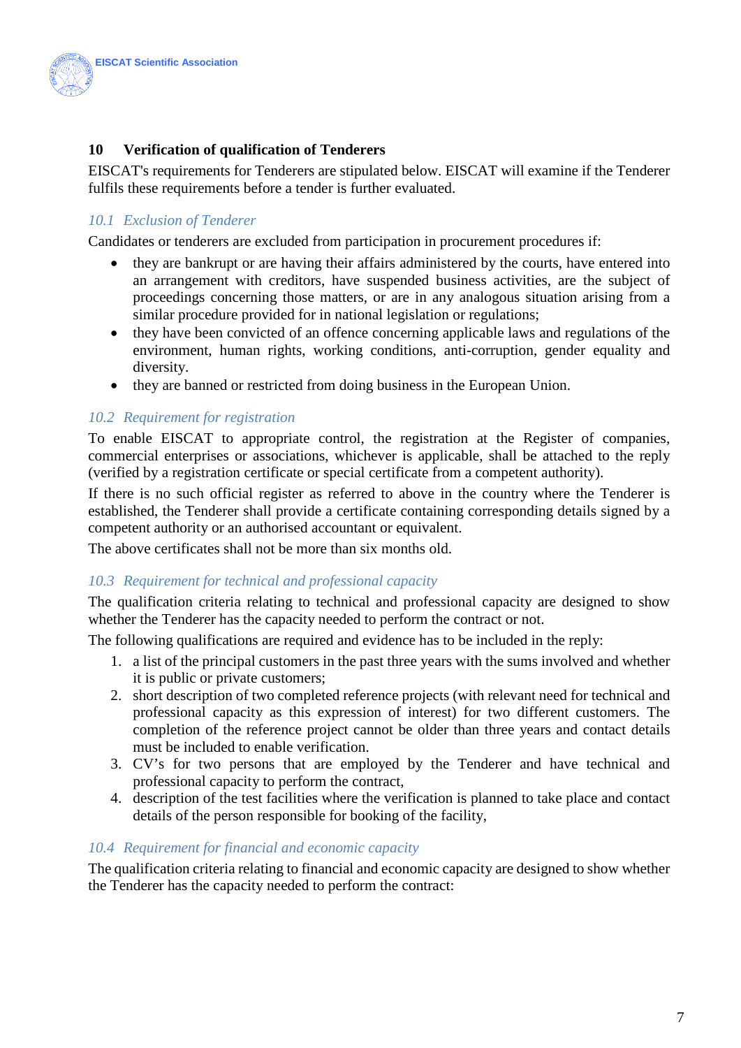## 10 Verification of qualification of Tenderers

EISCAT's requirements for Tenderers are stipulated below. EISCAT will examine if the Tenderer fulfils these requirements before a tender is further evaluated.

### *10.1 Exclusion of Tenderer*

Candidates or tenderers are excluded from participation in procurement procedures if:

- they are bankrupt or are having their affairs administered by the courts, have entered into an arrangement with creditors, have suspended business activities, are the subject of proceedings concerning those matters, or are in any analogous situation arising from a similar procedure provided for in national legislation or regulations;
- they have been convicted of an offence concerning applicable laws and regulations of the environment, human rights, working conditions, anti-corruption, gender equality and diversity.
- they are banned or restricted from doing business in the European Union.

### *10.2 Requirement for registration*

To enable EISCAT to appropriate control, the registration at the Register of companies, commercial enterprises or associations, whichever is applicable, shall be attached to the reply (verified by a registration certificate or special certificate from a competent authority).

If there is no such official register as referred to above in the country where the Tenderer is established, the Tenderer shall provide a certificate containing corresponding details signed by a competent authority or an authorised accountant or equivalent.

The above certificates shall not be more than six months old.

### *10.3 Requirement for technical and professional capacity*

The qualification criteria relating to technical and professional capacity are designed to show whether the Tenderer has the capacity needed to perform the contract or not.

The following qualifications are required and evidence has to be included in the reply:

1. a list of the principal customers in the past three years with the sums involved and whether it is public or private customers;
2. short description of two completed reference projects (with relevant need for technical and professional capacity as this expression of interest) for two different customers. The completion of the reference project cannot be older than three years and contact details must be included to enable verification.
3. CV's for two persons that are employed by the Tenderer and have technical and professional capacity to perform the contract,
4. description of the test facilities where the verification is planned to take place and contact details of the person responsible for booking of the facility,

### *10.4 Requirement for financial and economic capacity*

The qualification criteria relating to financial and economic capacity are designed to show whether the Tenderer has the capacity needed to perform the contract: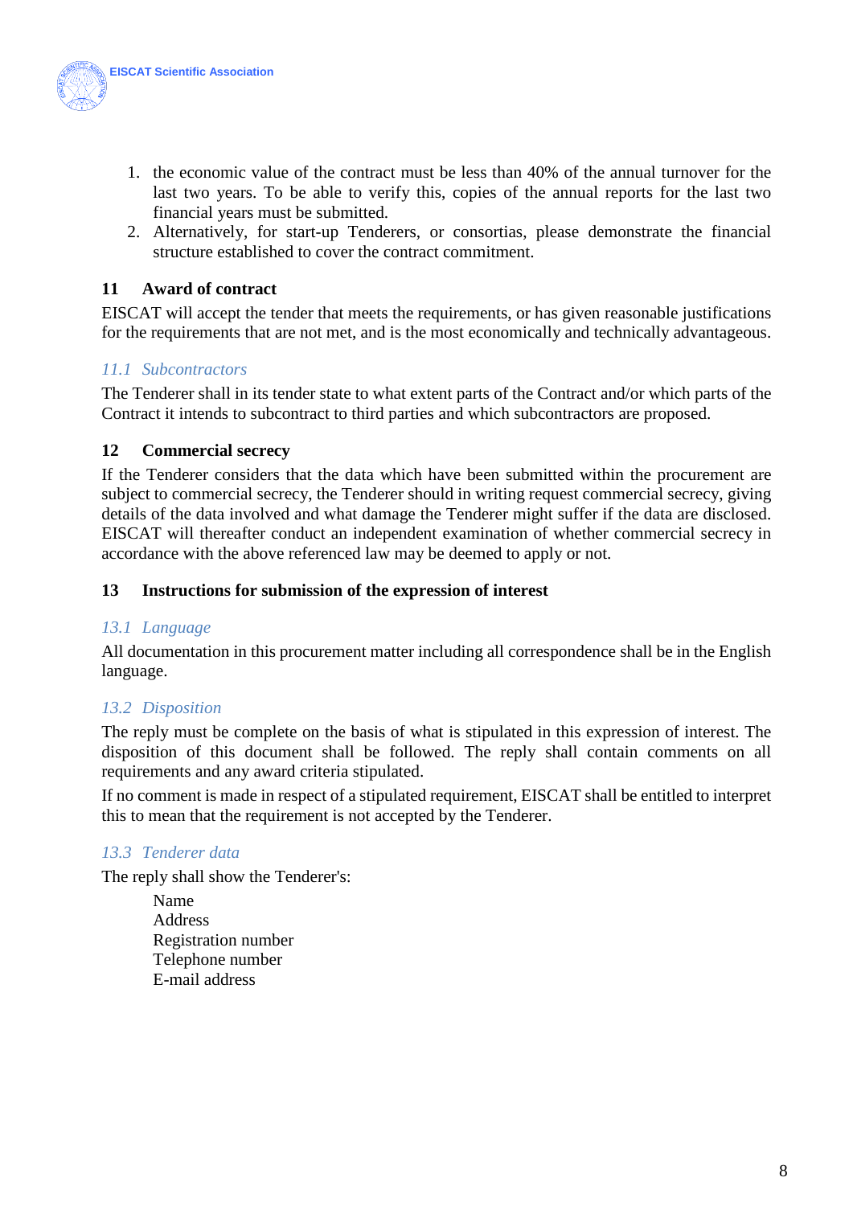1. the economic value of the contract must be less than 40% of the annual turnover for the last two years. To be able to verify this, copies of the annual reports for the last two financial years must be submitted.
2. Alternatively, for start-up Tenderers, or consortias, please demonstrate the financial structure established to cover the contract commitment.

## 11 Award of contract

EISCAT will accept the tender that meets the requirements, or has given reasonable justifications for the requirements that are not met, and is the most economically and technically advantageous.

### *11.1 Subcontractors*

The Tenderer shall in its tender state to what extent parts of the Contract and/or which parts of the Contract it intends to subcontract to third parties and which subcontractors are proposed.

## 12 Commercial secrecy

If the Tenderer considers that the data which have been submitted within the procurement are subject to commercial secrecy, the Tenderer should in writing request commercial secrecy, giving details of the data involved and what damage the Tenderer might suffer if the data are disclosed. EISCAT will thereafter conduct an independent examination of whether commercial secrecy in accordance with the above referenced law may be deemed to apply or not.

## 13 Instructions for submission of the expression of interest

### *13.1 Language*

All documentation in this procurement matter including all correspondence shall be in the English language.

### *13.2 Disposition*

The reply must be complete on the basis of what is stipulated in this expression of interest. The disposition of this document shall be followed. The reply shall contain comments on all requirements and any award criteria stipulated.

If no comment is made in respect of a stipulated requirement, EISCAT shall be entitled to interpret this to mean that the requirement is not accepted by the Tenderer.

### *13.3 Tenderer data*

The reply shall show the Tenderer's:

Name
Address
Registration number
Telephone number
E-mail address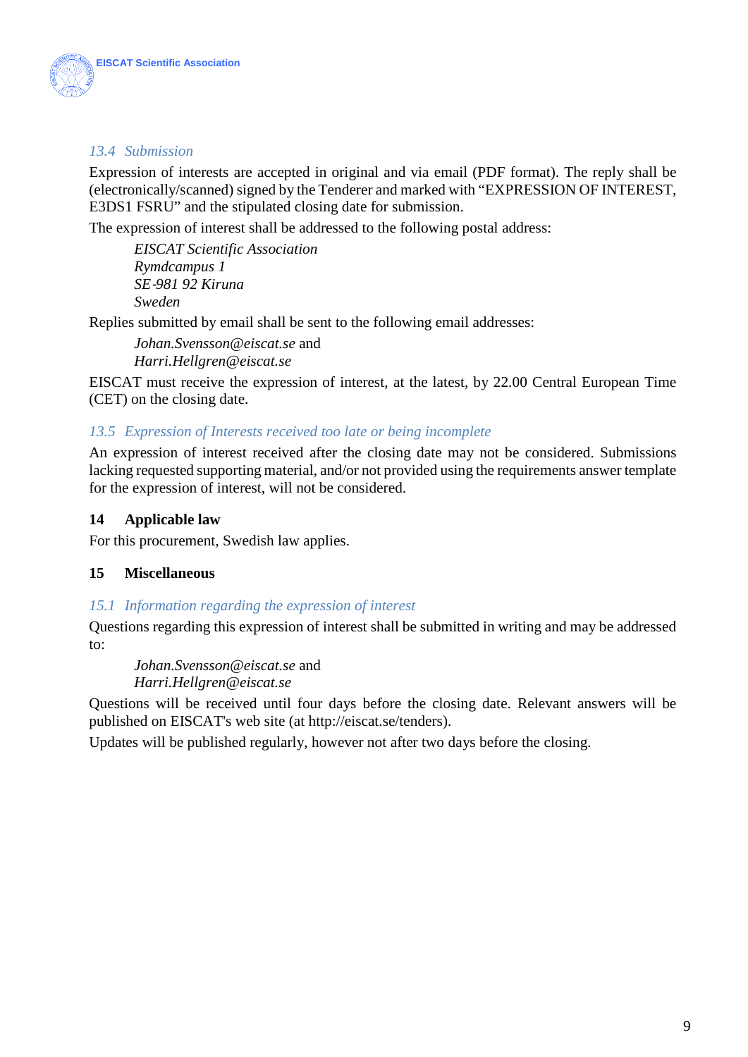### 13.4 Submission

Expression of interests are accepted in original and via email (PDF format). The reply shall be (electronically/scanned) signed by the Tenderer and marked with "EXPRESSION OF INTEREST, E3DS1 FSRU" and the stipulated closing date for submission.

The expression of interest shall be addressed to the following postal address:

> *EISCAT Scientific Association*
> *Rymdcampus 1*
> *SE-981 92 Kiruna*
> *Sweden*

Replies submitted by email shall be sent to the following email addresses:

> *Johan.Svensson@eiscat.se* and
> *Harri.Hellgren@eiscat.se*

EISCAT must receive the expression of interest, at the latest, by 22.00 Central European Time (CET) on the closing date.

### 13.5 Expression of Interests received too late or being incomplete

An expression of interest received after the closing date may not be considered. Submissions lacking requested supporting material, and/or not provided using the requirements answer template for the expression of interest, will not be considered.

## 14 Applicable law

For this procurement, Swedish law applies.

## 15 Miscellaneous

### 15.1 Information regarding the expression of interest

Questions regarding this expression of interest shall be submitted in writing and may be addressed to:

> *Johan.Svensson@eiscat.se* and
> *Harri.Hellgren@eiscat.se*

Questions will be received until four days before the closing date. Relevant answers will be published on EISCAT's web site (at http://eiscat.se/tenders).

Updates will be published regularly, however not after two days before the closing.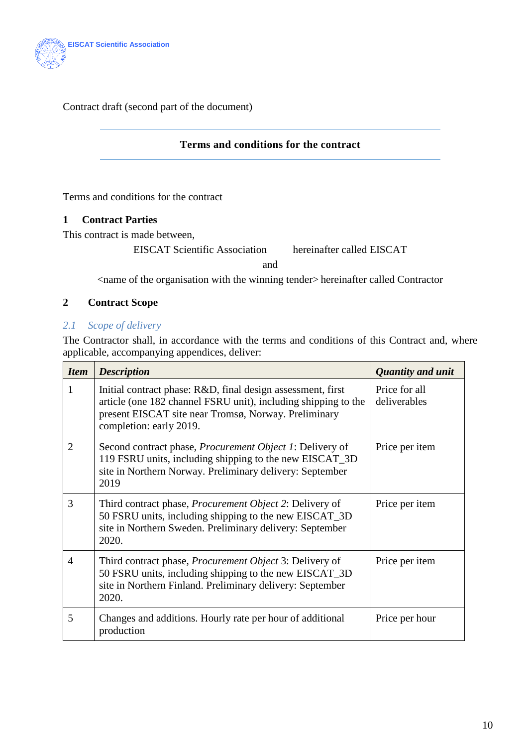Contract draft (second part of the document)

**Terms and conditions for the contract**

Terms and conditions for the contract

## 1 Contract Parties

This contract is made between,

EISCAT Scientific Association hereinafter called EISCAT

and

<name of the organisation with the winning tender> hereinafter called Contractor

## 2 Contract Scope

### *2.1 Scope of delivery*

The Contractor shall, in accordance with the terms and conditions of this Contract and, where applicable, accompanying appendices, deliver:

| ***Item*** | ***Description*** | ***Quantity and unit*** |
|---|---|---|
| 1 | Initial contract phase: R&D, final design assessment, first article (one 182 channel FSRU unit), including shipping to the present EISCAT site near Tromsø, Norway. Preliminary completion: early 2019. | Price for all deliverables |
| 2 | Second contract phase, *Procurement Object 1*: Delivery of 119 FSRU units, including shipping to the new EISCAT_3D site in Northern Norway. Preliminary delivery: September 2019 | Price per item |
| 3 | Third contract phase, *Procurement Object 2*: Delivery of 50 FSRU units, including shipping to the new EISCAT_3D site in Northern Sweden. Preliminary delivery: September 2020. | Price per item |
| 4 | Third contract phase, *Procurement Object* 3: Delivery of 50 FSRU units, including shipping to the new EISCAT_3D site in Northern Finland. Preliminary delivery: September 2020. | Price per item |
| 5 | Changes and additions. Hourly rate per hour of additional production | Price per hour |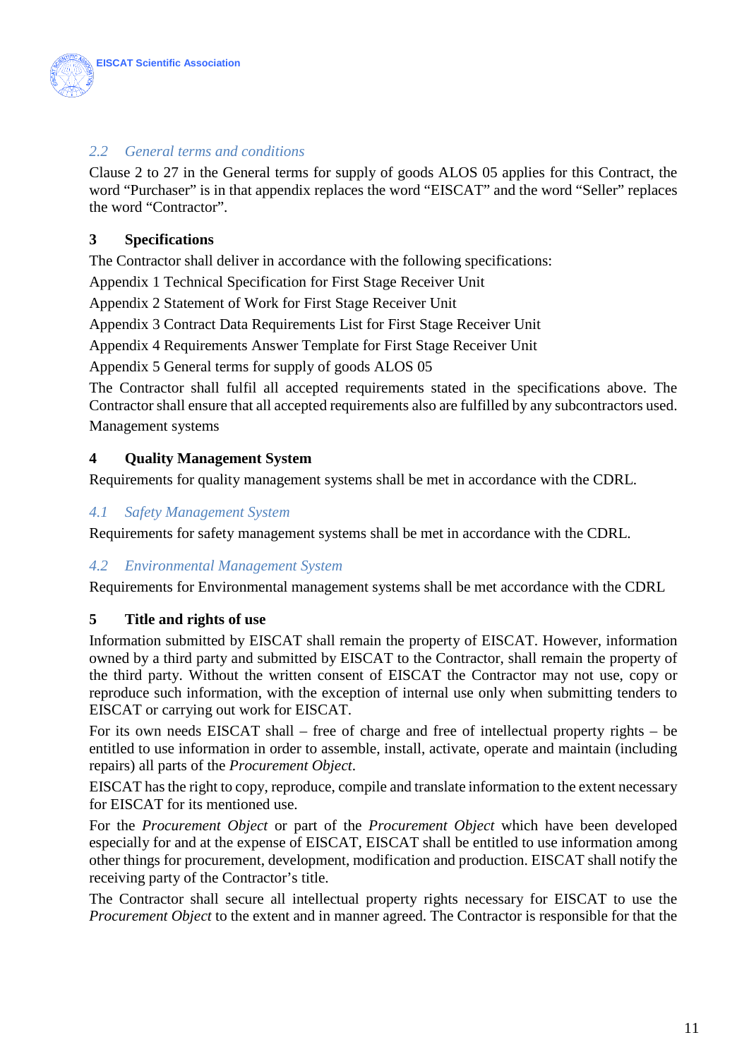### 2.2 General terms and conditions

Clause 2 to 27 in the General terms for supply of goods ALOS 05 applies for this Contract, the word “Purchaser” is in that appendix replaces the word “EISCAT” and the word “Seller” replaces the word “Contractor”.

## 3 Specifications

The Contractor shall deliver in accordance with the following specifications:

Appendix 1 Technical Specification for First Stage Receiver Unit

Appendix 2 Statement of Work for First Stage Receiver Unit

Appendix 3 Contract Data Requirements List for First Stage Receiver Unit

Appendix 4 Requirements Answer Template for First Stage Receiver Unit

Appendix 5 General terms for supply of goods ALOS 05

The Contractor shall fulfil all accepted requirements stated in the specifications above. The Contractor shall ensure that all accepted requirements also are fulfilled by any subcontractors used.

Management systems

## 4 Quality Management System

Requirements for quality management systems shall be met in accordance with the CDRL.

### 4.1 Safety Management System

Requirements for safety management systems shall be met in accordance with the CDRL.

### 4.2 Environmental Management System

Requirements for Environmental management systems shall be met accordance with the CDRL

## 5 Title and rights of use

Information submitted by EISCAT shall remain the property of EISCAT. However, information owned by a third party and submitted by EISCAT to the Contractor, shall remain the property of the third party. Without the written consent of EISCAT the Contractor may not use, copy or reproduce such information, with the exception of internal use only when submitting tenders to EISCAT or carrying out work for EISCAT.

For its own needs EISCAT shall – free of charge and free of intellectual property rights – be entitled to use information in order to assemble, install, activate, operate and maintain (including repairs) all parts of the *Procurement Object*.

EISCAT has the right to copy, reproduce, compile and translate information to the extent necessary for EISCAT for its mentioned use.

For the *Procurement Object* or part of the *Procurement Object* which have been developed especially for and at the expense of EISCAT, EISCAT shall be entitled to use information among other things for procurement, development, modification and production. EISCAT shall notify the receiving party of the Contractor’s title.

The Contractor shall secure all intellectual property rights necessary for EISCAT to use the *Procurement Object* to the extent and in manner agreed. The Contractor is responsible for that the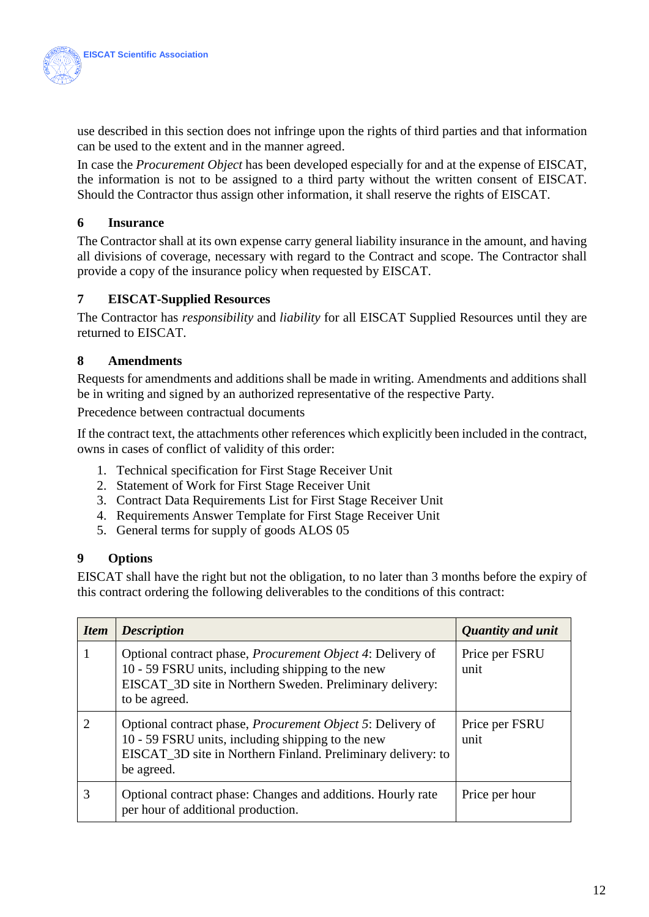use described in this section does not infringe upon the rights of third parties and that information can be used to the extent and in the manner agreed.

In case the *Procurement Object* has been developed especially for and at the expense of EISCAT, the information is not to be assigned to a third party without the written consent of EISCAT. Should the Contractor thus assign other information, it shall reserve the rights of EISCAT.

## 6 Insurance

The Contractor shall at its own expense carry general liability insurance in the amount, and having all divisions of coverage, necessary with regard to the Contract and scope. The Contractor shall provide a copy of the insurance policy when requested by EISCAT.

## 7 EISCAT-Supplied Resources

The Contractor has *responsibility* and *liability* for all EISCAT Supplied Resources until they are returned to EISCAT.

## 8 Amendments

Requests for amendments and additions shall be made in writing. Amendments and additions shall be in writing and signed by an authorized representative of the respective Party.

Precedence between contractual documents

If the contract text, the attachments other references which explicitly been included in the contract, owns in cases of conflict of validity of this order:

1. Technical specification for First Stage Receiver Unit
2. Statement of Work for First Stage Receiver Unit
3. Contract Data Requirements List for First Stage Receiver Unit
4. Requirements Answer Template for First Stage Receiver Unit
5. General terms for supply of goods ALOS 05

## 9 Options

EISCAT shall have the right but not the obligation, to no later than 3 months before the expiry of this contract ordering the following deliverables to the conditions of this contract:

| *Item* | *Description* | *Quantity and unit* |
|---|---|---|
| 1 | Optional contract phase, *Procurement Object 4*: Delivery of 10 - 59 FSRU units, including shipping to the new EISCAT_3D site in Northern Sweden. Preliminary delivery: to be agreed. | Price per FSRU unit |
| 2 | Optional contract phase, *Procurement Object 5*: Delivery of 10 - 59 FSRU units, including shipping to the new EISCAT_3D site in Northern Finland. Preliminary delivery: to be agreed. | Price per FSRU unit |
| 3 | Optional contract phase: Changes and additions. Hourly rate per hour of additional production. | Price per hour |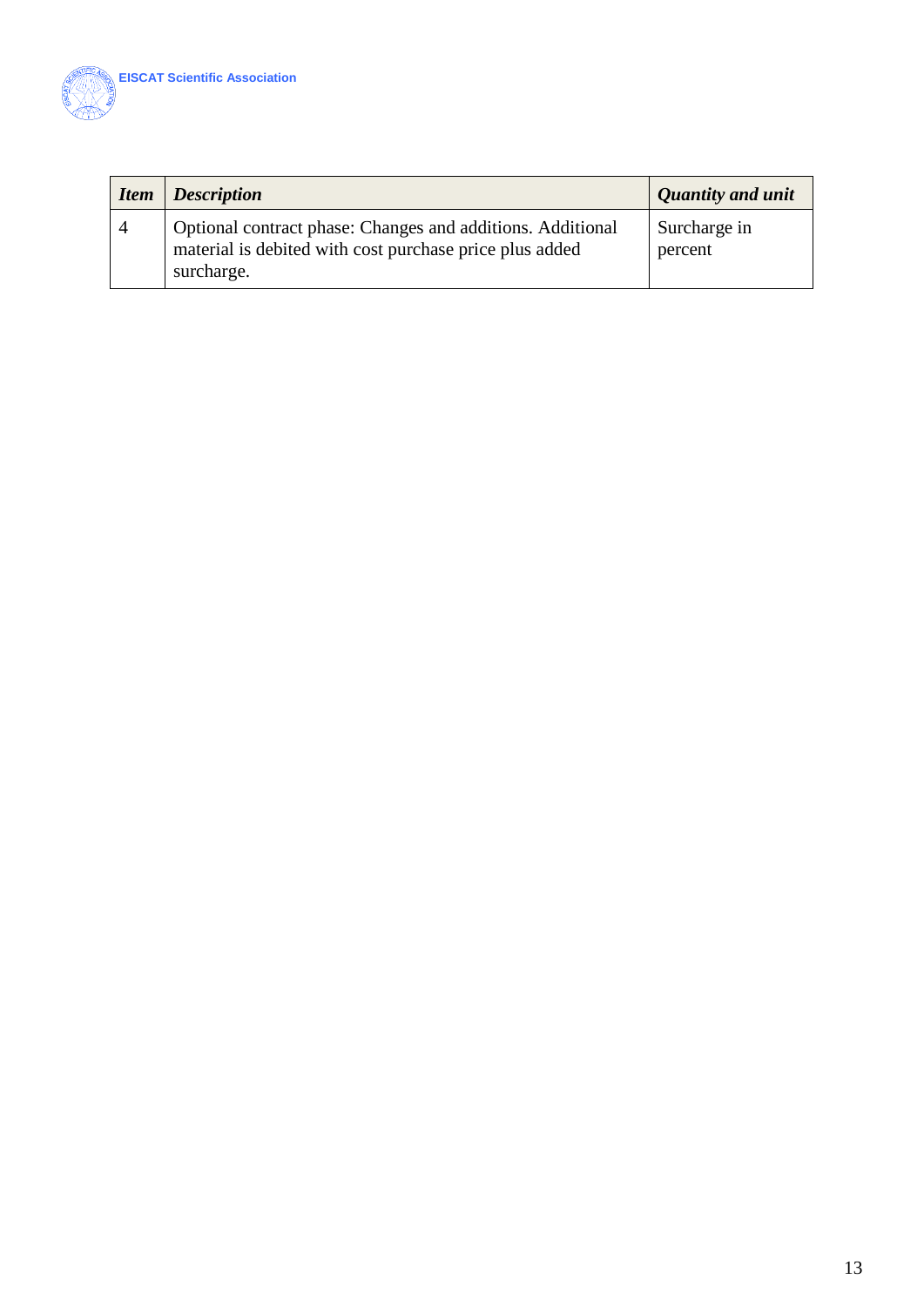| *Item* | *Description* | *Quantity and unit* |
| --- | --- | --- |
| 4 | Optional contract phase: Changes and additions. Additional material is debited with cost purchase price plus added surcharge. | Surcharge in percent |